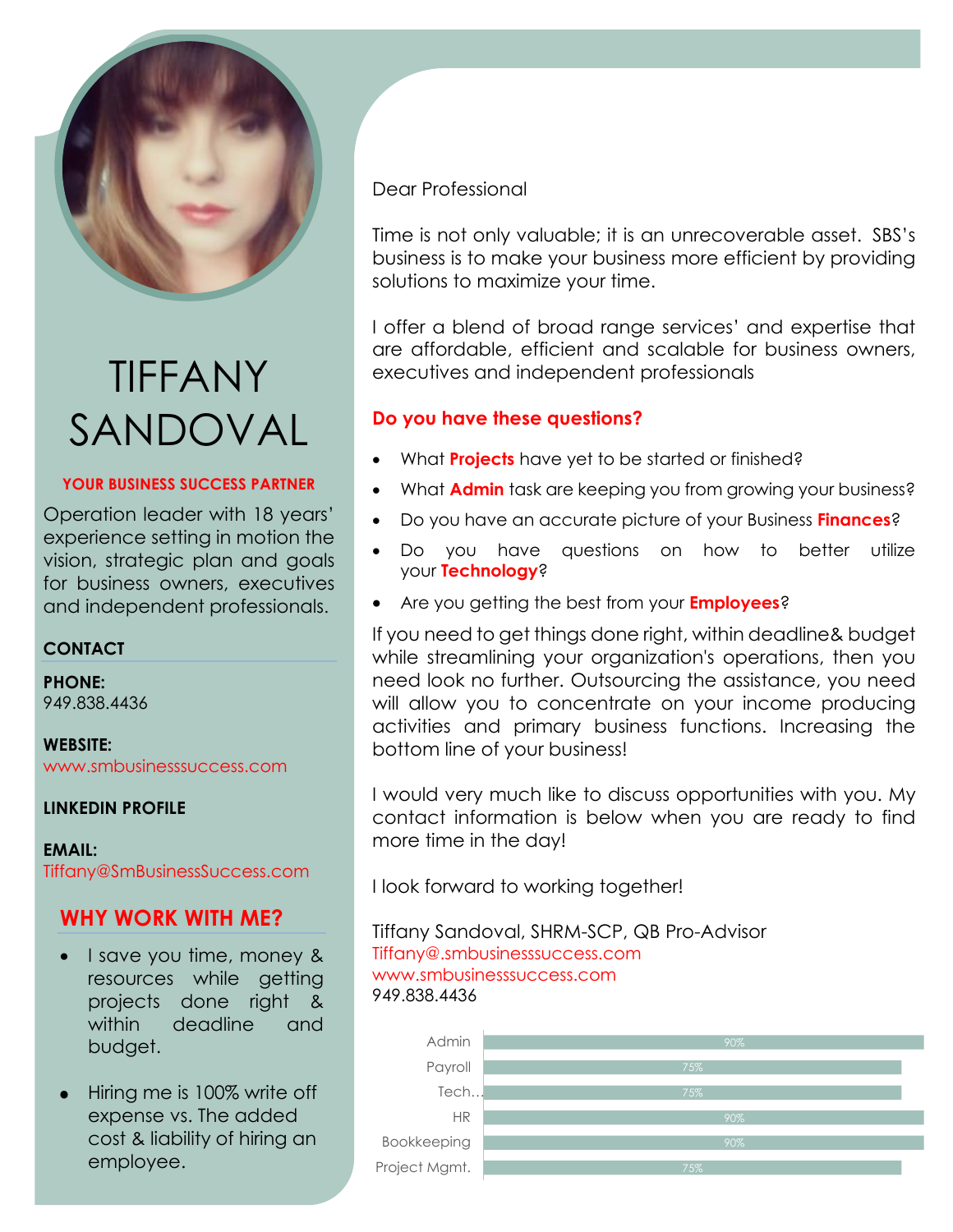# TIFFANY SANDOVAL

**YOUR BUSINESS SUCCESS PARTNER**

Operation leader with 18 years' experience setting in motion the vision, strategic plan and goals for business owners, executives and independent professionals.

## CONTACT

**PHONE:**
949.838.4436

**WEBSITE:**
www.smbusinesssuccess.com

**LINKEDIN PROFILE**

**EMAIL:**
Tiffany@SmBusinessSuccess.com

## WHY WORK WITH ME?

- I save you time, money & resources while getting projects done right & within deadline and budget.
- Hiring me is 100% write off expense vs. The added cost & liability of hiring an employee.

Dear Professional

Time is not only valuable; it is an unrecoverable asset. SBS's business is to make your business more efficient by providing solutions to maximize your time.

I offer a blend of broad range services' and expertise that are affordable, efficient and scalable for business owners, executives and independent professionals

**Do you have these questions?**

- What **Projects** have yet to be started or finished?
- What **Admin** task are keeping you from growing your business?
- Do you have an accurate picture of your Business **Finances**?
- Do you have questions on how to better utilize your **Technology**?
- Are you getting the best from your **Employees**?

If you need to get things done right, within deadline& budget while streamlining your organization's operations, then you need look no further. Outsourcing the assistance, you need will allow you to concentrate on your income producing activities and primary business functions. Increasing the bottom line of your business!

I would very much like to discuss opportunities with you. My contact information is below when you are ready to find more time in the day!

I look forward to working together!

Tiffany Sandoval, SHRM-SCP, QB Pro-Advisor
Tiffany@.smbusinesssuccess.com
www.smbusinesssuccess.com
949.838.4436

| Skill | Level |
|---|---|
| Admin | 90% |
| Payroll | 75% |
| Tech... | 75% |
| HR | 90% |
| Bookkeeping | 90% |
| Project Mgmt. | 75% |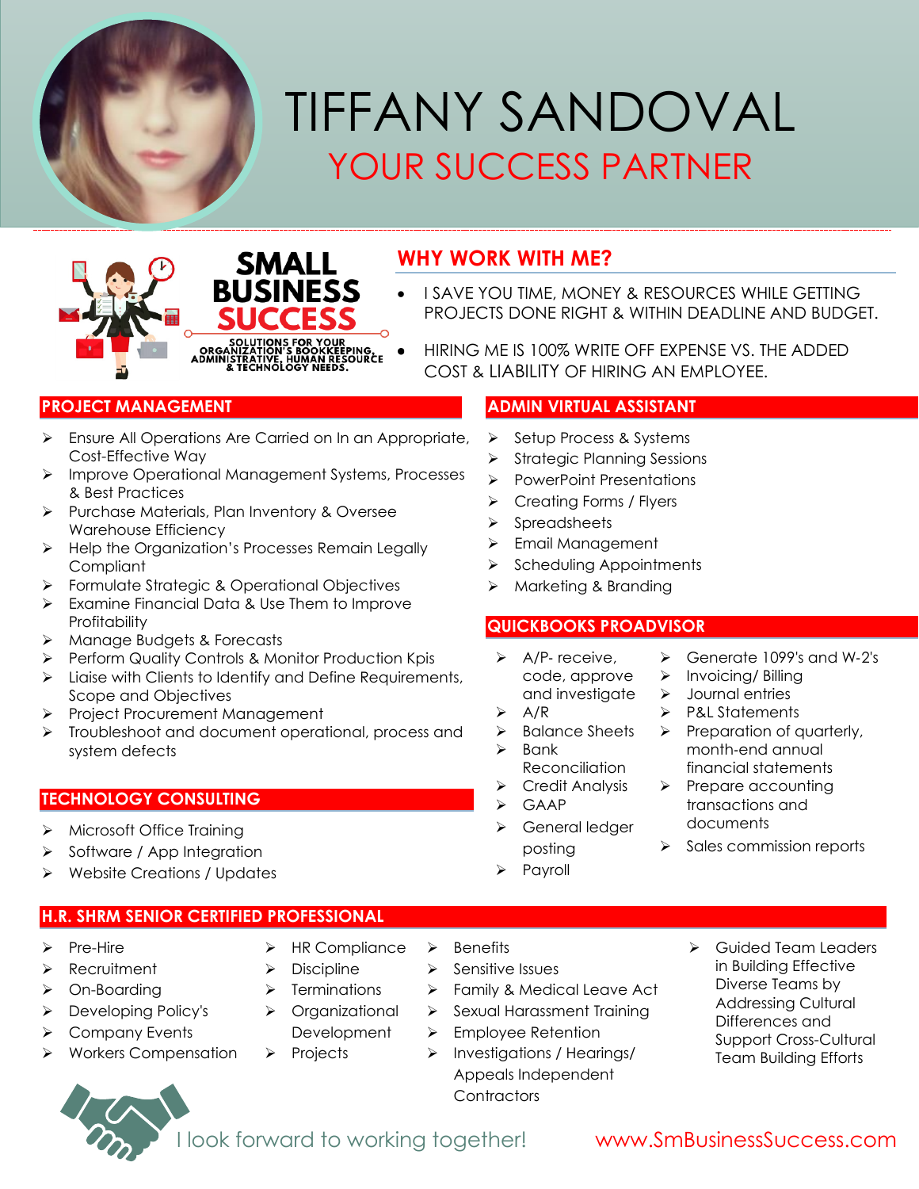# TIFFANY SANDOVAL

## YOUR SUCCESS PARTNER

**SMALL BUSINESS SUCCESS**

SOLUTIONS FOR YOUR ORGANIZATION'S BOOKKEEPING, ADMINISTRATIVE, HUMAN RESOURCE & TECHNOLOGY NEEDS.

## WHY WORK WITH ME?

- I SAVE YOU TIME, MONEY & RESOURCES WHILE GETTING PROJECTS DONE RIGHT & WITHIN DEADLINE AND BUDGET.
- HIRING ME IS 100% WRITE OFF EXPENSE VS. THE ADDED COST & LIABILITY OF HIRING AN EMPLOYEE.

## PROJECT MANAGEMENT

- Ensure All Operations Are Carried on In an Appropriate, Cost-Effective Way
- Improve Operational Management Systems, Processes & Best Practices
- Purchase Materials, Plan Inventory & Oversee Warehouse Efficiency
- Help the Organization's Processes Remain Legally Compliant
- Formulate Strategic & Operational Objectives
- Examine Financial Data & Use Them to Improve Profitability
- Manage Budgets & Forecasts
- Perform Quality Controls & Monitor Production Kpis
- Liaise with Clients to Identify and Define Requirements, Scope and Objectives
- Project Procurement Management
- Troubleshoot and document operational, process and system defects

## TECHNOLOGY CONSULTING

- Microsoft Office Training
- Software / App Integration
- Website Creations / Updates

## ADMIN VIRTUAL ASSISTANT

- Setup Process & Systems
- Strategic Planning Sessions
- PowerPoint Presentations
- Creating Forms / Flyers
- Spreadsheets
- Email Management
- Scheduling Appointments
- Marketing & Branding

## QUICKBOOKS PROADVISOR

- A/P- receive, code, approve and investigate
- A/R
- Balance Sheets
- Bank Reconciliation
- Credit Analysis
- GAAP
- General ledger posting
- Payroll
- Generate 1099's and W-2's
- Invoicing/ Billing
- Journal entries
- P&L Statements
- Preparation of quarterly, month-end annual financial statements
- Prepare accounting transactions and documents
- Sales commission reports

## H.R. SHRM SENIOR CERTIFIED PROFESSIONAL

- Pre-Hire
- Recruitment
- On-Boarding
- Developing Policy's
- Company Events
- Workers Compensation
- HR Compliance
- Discipline
- Terminations
- Organizational Development
- Projects
- Benefits
- Sensitive Issues
- Family & Medical Leave Act
- Sexual Harassment Training
- Employee Retention
- Investigations / Hearings/ Appeals Independent Contractors
- Guided Team Leaders in Building Effective Diverse Teams by Addressing Cultural Differences and Support Cross-Cultural Team Building Efforts

I look forward to working together!

www.SmBusinessSuccess.com